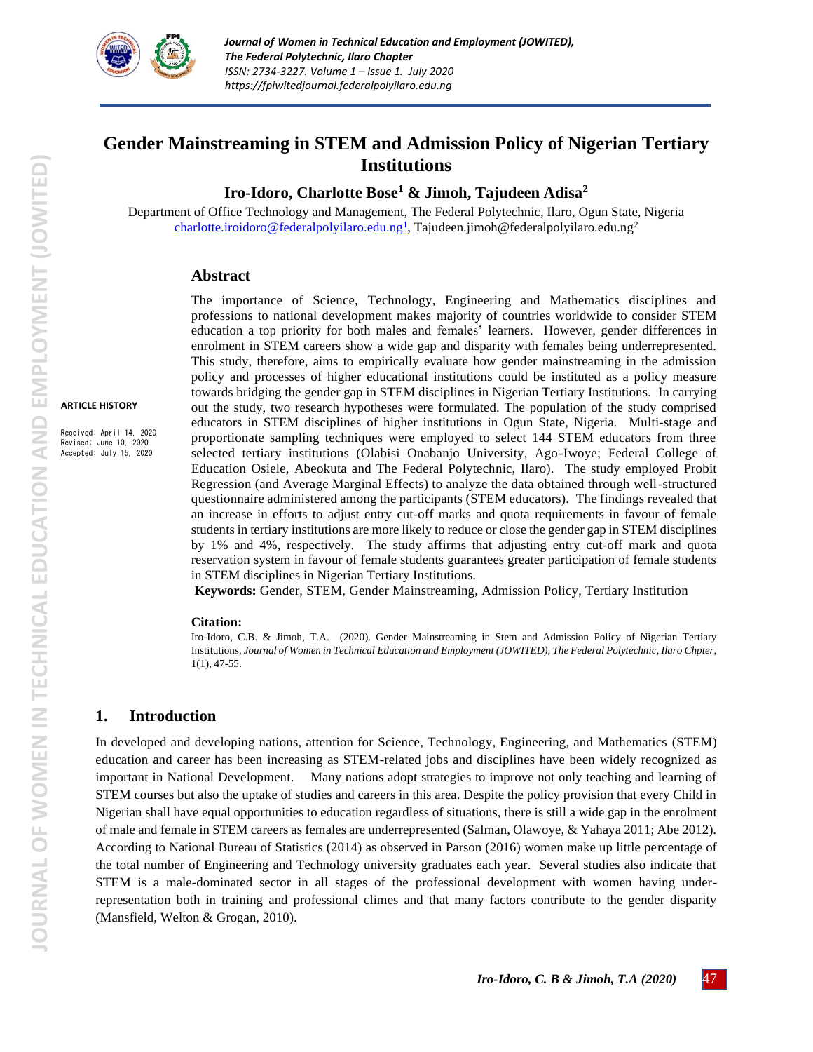# Gender Mainstreaming in STEM and Admission Policy of Nigerian Tertiary Institutions

**Iro-Idoro, Charlotte Bose[1] & Jimoh, Tajudeen Adisa[2]**

Department of Office Technology and Management, The Federal Polytechnic, Ilaro, Ogun State, Nigeria
charlotte.iroidoro@federalpolyilaro.edu.ng[1], Tajudeen.jimoh@federalpolyilaro.edu.ng[2]

**ARTICLE HISTORY**

Received: April 14, 2020
Revised: June 10, 2020
Accepted: July 15, 2020

## Abstract

The importance of Science, Technology, Engineering and Mathematics disciplines and professions to national development makes majority of countries worldwide to consider STEM education a top priority for both males and females' learners. However, gender differences in enrolment in STEM careers show a wide gap and disparity with females being underrepresented. This study, therefore, aims to empirically evaluate how gender mainstreaming in the admission policy and processes of higher educational institutions could be instituted as a policy measure towards bridging the gender gap in STEM disciplines in Nigerian Tertiary Institutions. In carrying out the study, two research hypotheses were formulated. The population of the study comprised educators in STEM disciplines of higher institutions in Ogun State, Nigeria. Multi-stage and proportionate sampling techniques were employed to select 144 STEM educators from three selected tertiary institutions (Olabisi Onabanjo University, Ago-Iwoye; Federal College of Education Osiele, Abeokuta and The Federal Polytechnic, Ilaro). The study employed Probit Regression (and Average Marginal Effects) to analyze the data obtained through well-structured questionnaire administered among the participants (STEM educators). The findings revealed that an increase in efforts to adjust entry cut-off marks and quota requirements in favour of female students in tertiary institutions are more likely to reduce or close the gender gap in STEM disciplines by 1% and 4%, respectively. The study affirms that adjusting entry cut-off mark and quota reservation system in favour of female students guarantees greater participation of female students in STEM disciplines in Nigerian Tertiary Institutions.

**Keywords:** Gender, STEM, Gender Mainstreaming, Admission Policy, Tertiary Institution

**Citation:**

Iro-Idoro, C.B. & Jimoh, T.A. (2020). Gender Mainstreaming in Stem and Admission Policy of Nigerian Tertiary Institutions, *Journal of Women in Technical Education and Employment (JOWITED), The Federal Polytechnic, Ilaro Chpter*, 1(1), 47-55.

## 1. Introduction

In developed and developing nations, attention for Science, Technology, Engineering, and Mathematics (STEM) education and career has been increasing as STEM-related jobs and disciplines have been widely recognized as important in National Development. Many nations adopt strategies to improve not only teaching and learning of STEM courses but also the uptake of studies and careers in this area. Despite the policy provision that every Child in Nigerian shall have equal opportunities to education regardless of situations, there is still a wide gap in the enrolment of male and female in STEM careers as females are underrepresented (Salman, Olawoye, & Yahaya 2011; Abe 2012). According to National Bureau of Statistics (2014) as observed in Parson (2016) women make up little percentage of the total number of Engineering and Technology university graduates each year. Several studies also indicate that STEM is a male-dominated sector in all stages of the professional development with women having under-representation both in training and professional climes and that many factors contribute to the gender disparity (Mansfield, Welton & Grogan, 2010).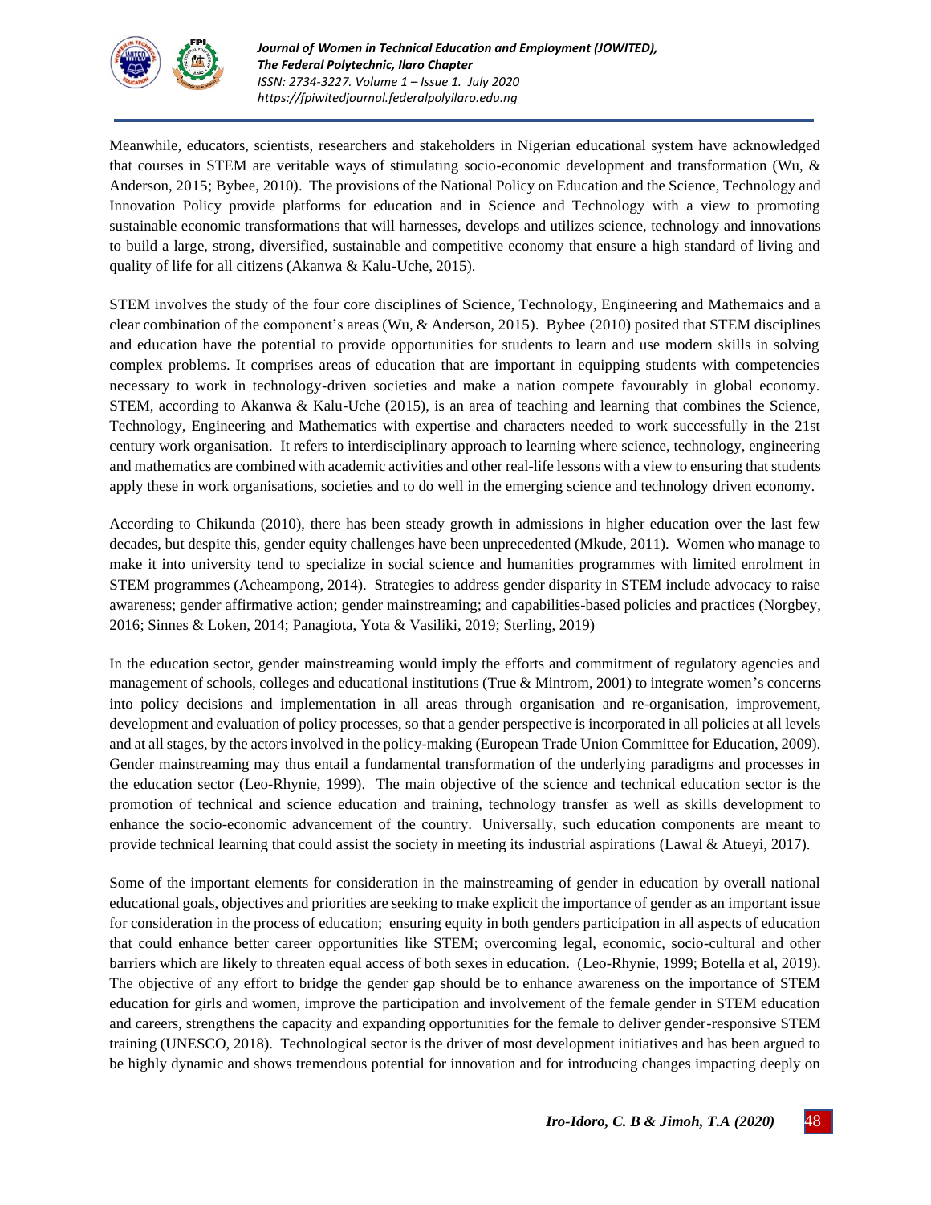Meanwhile, educators, scientists, researchers and stakeholders in Nigerian educational system have acknowledged that courses in STEM are veritable ways of stimulating socio-economic development and transformation (Wu, & Anderson, 2015; Bybee, 2010). The provisions of the National Policy on Education and the Science, Technology and Innovation Policy provide platforms for education and in Science and Technology with a view to promoting sustainable economic transformations that will harnesses, develops and utilizes science, technology and innovations to build a large, strong, diversified, sustainable and competitive economy that ensure a high standard of living and quality of life for all citizens (Akanwa & Kalu-Uche, 2015).

STEM involves the study of the four core disciplines of Science, Technology, Engineering and Mathemaics and a clear combination of the component's areas (Wu, & Anderson, 2015). Bybee (2010) posited that STEM disciplines and education have the potential to provide opportunities for students to learn and use modern skills in solving complex problems. It comprises areas of education that are important in equipping students with competencies necessary to work in technology-driven societies and make a nation compete favourably in global economy. STEM, according to Akanwa & Kalu-Uche (2015), is an area of teaching and learning that combines the Science, Technology, Engineering and Mathematics with expertise and characters needed to work successfully in the 21st century work organisation. It refers to interdisciplinary approach to learning where science, technology, engineering and mathematics are combined with academic activities and other real-life lessons with a view to ensuring that students apply these in work organisations, societies and to do well in the emerging science and technology driven economy.

According to Chikunda (2010), there has been steady growth in admissions in higher education over the last few decades, but despite this, gender equity challenges have been unprecedented (Mkude, 2011). Women who manage to make it into university tend to specialize in social science and humanities programmes with limited enrolment in STEM programmes (Acheampong, 2014). Strategies to address gender disparity in STEM include advocacy to raise awareness; gender affirmative action; gender mainstreaming; and capabilities-based policies and practices (Norgbey, 2016; Sinnes & Loken, 2014; Panagiota, Yota & Vasiliki, 2019; Sterling, 2019)

In the education sector, gender mainstreaming would imply the efforts and commitment of regulatory agencies and management of schools, colleges and educational institutions (True & Mintrom, 2001) to integrate women's concerns into policy decisions and implementation in all areas through organisation and re-organisation, improvement, development and evaluation of policy processes, so that a gender perspective is incorporated in all policies at all levels and at all stages, by the actors involved in the policy-making (European Trade Union Committee for Education, 2009). Gender mainstreaming may thus entail a fundamental transformation of the underlying paradigms and processes in the education sector (Leo-Rhynie, 1999). The main objective of the science and technical education sector is the promotion of technical and science education and training, technology transfer as well as skills development to enhance the socio-economic advancement of the country. Universally, such education components are meant to provide technical learning that could assist the society in meeting its industrial aspirations (Lawal & Atueyi, 2017).

Some of the important elements for consideration in the mainstreaming of gender in education by overall national educational goals, objectives and priorities are seeking to make explicit the importance of gender as an important issue for consideration in the process of education; ensuring equity in both genders participation in all aspects of education that could enhance better career opportunities like STEM; overcoming legal, economic, socio-cultural and other barriers which are likely to threaten equal access of both sexes in education. (Leo-Rhynie, 1999; Botella et al, 2019). The objective of any effort to bridge the gender gap should be to enhance awareness on the importance of STEM education for girls and women, improve the participation and involvement of the female gender in STEM education and careers, strengthens the capacity and expanding opportunities for the female to deliver gender-responsive STEM training (UNESCO, 2018). Technological sector is the driver of most development initiatives and has been argued to be highly dynamic and shows tremendous potential for innovation and for introducing changes impacting deeply on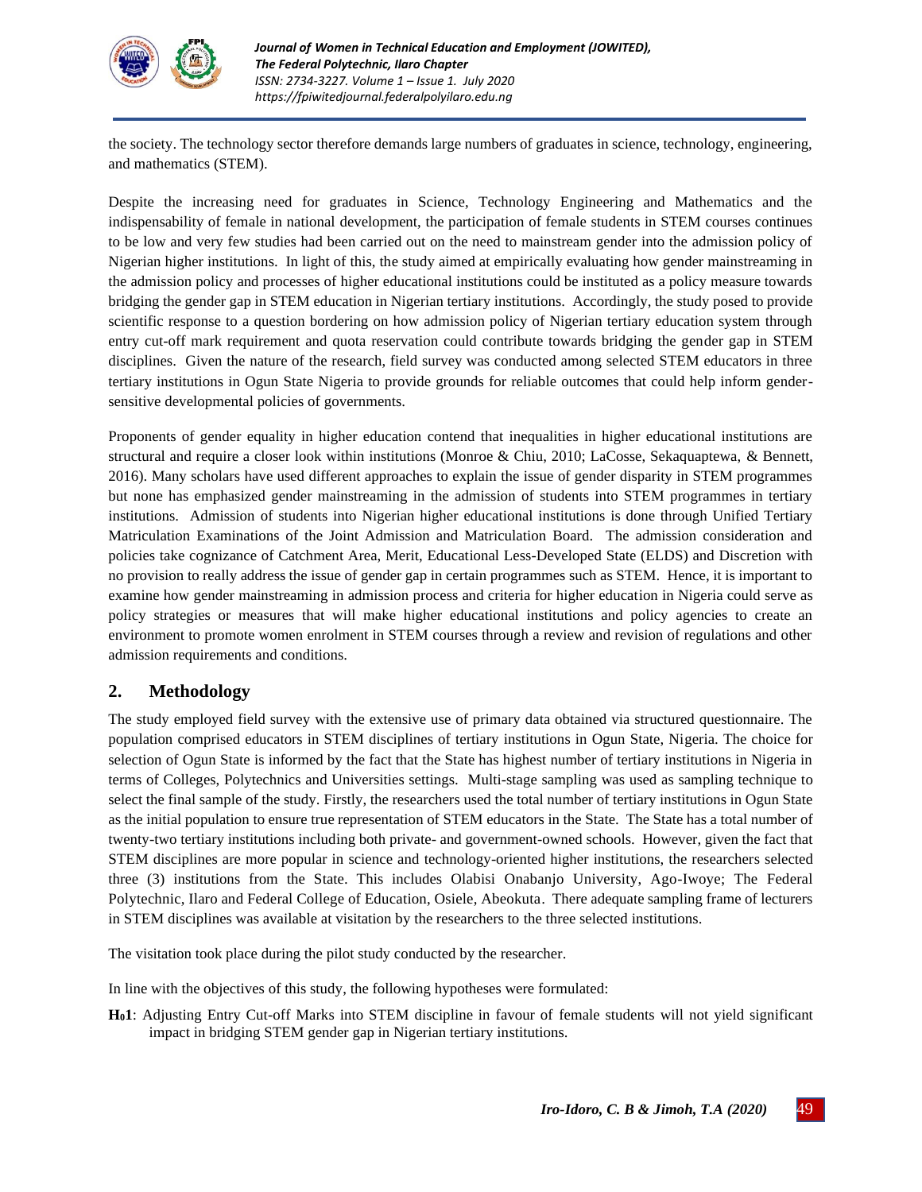the society. The technology sector therefore demands large numbers of graduates in science, technology, engineering, and mathematics (STEM).

Despite the increasing need for graduates in Science, Technology Engineering and Mathematics and the indispensability of female in national development, the participation of female students in STEM courses continues to be low and very few studies had been carried out on the need to mainstream gender into the admission policy of Nigerian higher institutions. In light of this, the study aimed at empirically evaluating how gender mainstreaming in the admission policy and processes of higher educational institutions could be instituted as a policy measure towards bridging the gender gap in STEM education in Nigerian tertiary institutions. Accordingly, the study posed to provide scientific response to a question bordering on how admission policy of Nigerian tertiary education system through entry cut-off mark requirement and quota reservation could contribute towards bridging the gender gap in STEM disciplines. Given the nature of the research, field survey was conducted among selected STEM educators in three tertiary institutions in Ogun State Nigeria to provide grounds for reliable outcomes that could help inform gender-sensitive developmental policies of governments.

Proponents of gender equality in higher education contend that inequalities in higher educational institutions are structural and require a closer look within institutions (Monroe & Chiu, 2010; LaCosse, Sekaquaptewa, & Bennett, 2016). Many scholars have used different approaches to explain the issue of gender disparity in STEM programmes but none has emphasized gender mainstreaming in the admission of students into STEM programmes in tertiary institutions. Admission of students into Nigerian higher educational institutions is done through Unified Tertiary Matriculation Examinations of the Joint Admission and Matriculation Board. The admission consideration and policies take cognizance of Catchment Area, Merit, Educational Less-Developed State (ELDS) and Discretion with no provision to really address the issue of gender gap in certain programmes such as STEM. Hence, it is important to examine how gender mainstreaming in admission process and criteria for higher education in Nigeria could serve as policy strategies or measures that will make higher educational institutions and policy agencies to create an environment to promote women enrolment in STEM courses through a review and revision of regulations and other admission requirements and conditions.

## 2. Methodology

The study employed field survey with the extensive use of primary data obtained via structured questionnaire. The population comprised educators in STEM disciplines of tertiary institutions in Ogun State, Nigeria. The choice for selection of Ogun State is informed by the fact that the State has highest number of tertiary institutions in Nigeria in terms of Colleges, Polytechnics and Universities settings. Multi-stage sampling was used as sampling technique to select the final sample of the study. Firstly, the researchers used the total number of tertiary institutions in Ogun State as the initial population to ensure true representation of STEM educators in the State. The State has a total number of twenty-two tertiary institutions including both private- and government-owned schools. However, given the fact that STEM disciplines are more popular in science and technology-oriented higher institutions, the researchers selected three (3) institutions from the State. This includes Olabisi Onabanjo University, Ago-Iwoye; The Federal Polytechnic, Ilaro and Federal College of Education, Osiele, Abeokuta. There adequate sampling frame of lecturers in STEM disciplines was available at visitation by the researchers to the three selected institutions.

The visitation took place during the pilot study conducted by the researcher.

In line with the objectives of this study, the following hypotheses were formulated:

**$H_0$1**: Adjusting Entry Cut-off Marks into STEM discipline in favour of female students will not yield significant impact in bridging STEM gender gap in Nigerian tertiary institutions.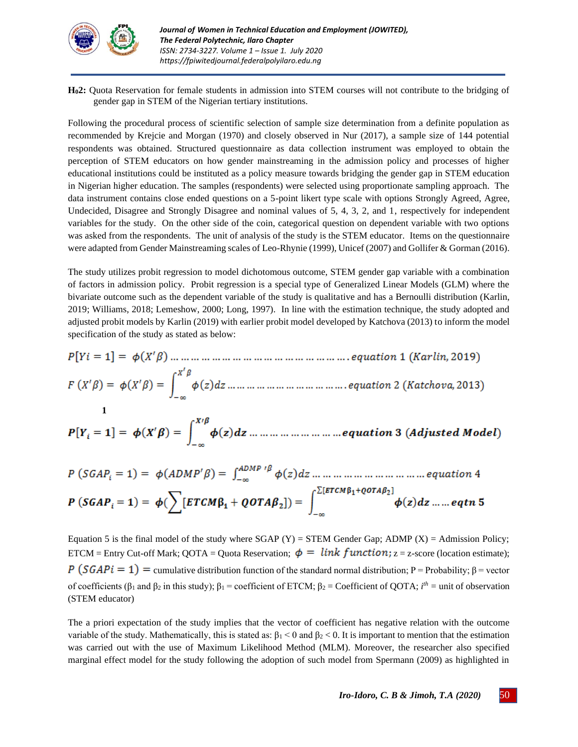**$H_02$:** Quota Reservation for female students in admission into STEM courses will not contribute to the bridging of gender gap in STEM of the Nigerian tertiary institutions.

Following the procedural process of scientific selection of sample size determination from a definite population as recommended by Krejcie and Morgan (1970) and closely observed in Nur (2017), a sample size of 144 potential respondents was obtained. Structured questionnaire as data collection instrument was employed to obtain the perception of STEM educators on how gender mainstreaming in the admission policy and processes of higher educational institutions could be instituted as a policy measure towards bridging the gender gap in STEM education in Nigerian higher education. The samples (respondents) were selected using proportionate sampling approach. The data instrument contains close ended questions on a 5-point likert type scale with options Strongly Agreed, Agree, Undecided, Disagree and Strongly Disagree and nominal values of 5, 4, 3, 2, and 1, respectively for independent variables for the study. On the other side of the coin, categorical question on dependent variable with two options was asked from the respondents. The unit of analysis of the study is the STEM educator. Items on the questionnaire were adapted from Gender Mainstreaming scales of Leo-Rhynie (1999), Unicef (2007) and Gollifer & Gorman (2016).

The study utilizes probit regression to model dichotomous outcome, STEM gender gap variable with a combination of factors in admission policy. Probit regression is a special type of Generalized Linear Models (GLM) where the bivariate outcome such as the dependent variable of the study is qualitative and has a Bernoulli distribution (Karlin, 2019; Williams, 2018; Lemeshow, 2000; Long, 1997). In line with the estimation technique, the study adopted and adjusted probit models by Karlin (2019) with earlier probit model developed by Katchova (2013) to inform the model specification of the study as stated as below:

$$P[Yi = 1] = \phi(X'\beta) \ldots\ldots\ldots\ldots\ldots\ldots\ldots\ldots\ldots\ldots\ldots\ldots\ldots\ldots\ldots.\ equation\ 1\ (Karlin, 2019)$$

$$F\ (X'\beta) = \phi(X'\beta) = \int_{-\infty}^{X'\beta} \phi(z)dz \ldots\ldots\ldots\ldots\ldots\ldots\ldots\ldots\ldots\ldots.\ equation\ 2\ (Katchova, 2013)$$

1

$$\boldsymbol{P[Y_i = 1] = \phi(X'\beta) = \int_{-\infty}^{X'\beta} \phi(z)dz \ldots\ldots\ldots\ldots\ldots\ldots\ldots equation\ 3\ (Adjusted\ Model)}$$

$$P\ (SGAP_i = 1) = \phi(ADMP'\beta) = \int_{-\infty}^{ADMP\ '\beta} \phi(z)dz \ldots\ldots\ldots\ldots\ldots\ldots\ldots\ldots\ldots equation\ 4$$

$$\boldsymbol{P\ (SGAP_i = 1) = \phi(\sum[ETCM\beta_1 + QOTA\beta_2]) = \int_{-\infty}^{\sum[ETCM\beta_1 + QOTA\beta_2]} \phi(z)dz \ldots\ldots eqtn\ 5}$$

Equation 5 is the final model of the study where SGAP (Y) = STEM Gender Gap; ADMP (X) = Admission Policy; ETCM = Entry Cut-off Mark; QOTA = Quota Reservation; $\phi = link\ function$; z = z-score (location estimate); $P\ (SGAPi = 1) =$ cumulative distribution function of the standard normal distribution; P = Probability; β = vector of coefficients ($\beta_1$ and $\beta_2$ in this study); $\beta_1$ = coefficient of ETCM; $\beta_2$ = Coefficient of QOTA; $i^{th}$ = unit of observation (STEM educator)

The a priori expectation of the study implies that the vector of coefficient has negative relation with the outcome variable of the study. Mathematically, this is stated as: $\beta_1 < 0$ and $\beta_2 < 0$. It is important to mention that the estimation was carried out with the use of Maximum Likelihood Method (MLM). Moreover, the researcher also specified marginal effect model for the study following the adoption of such model from Spermann (2009) as highlighted in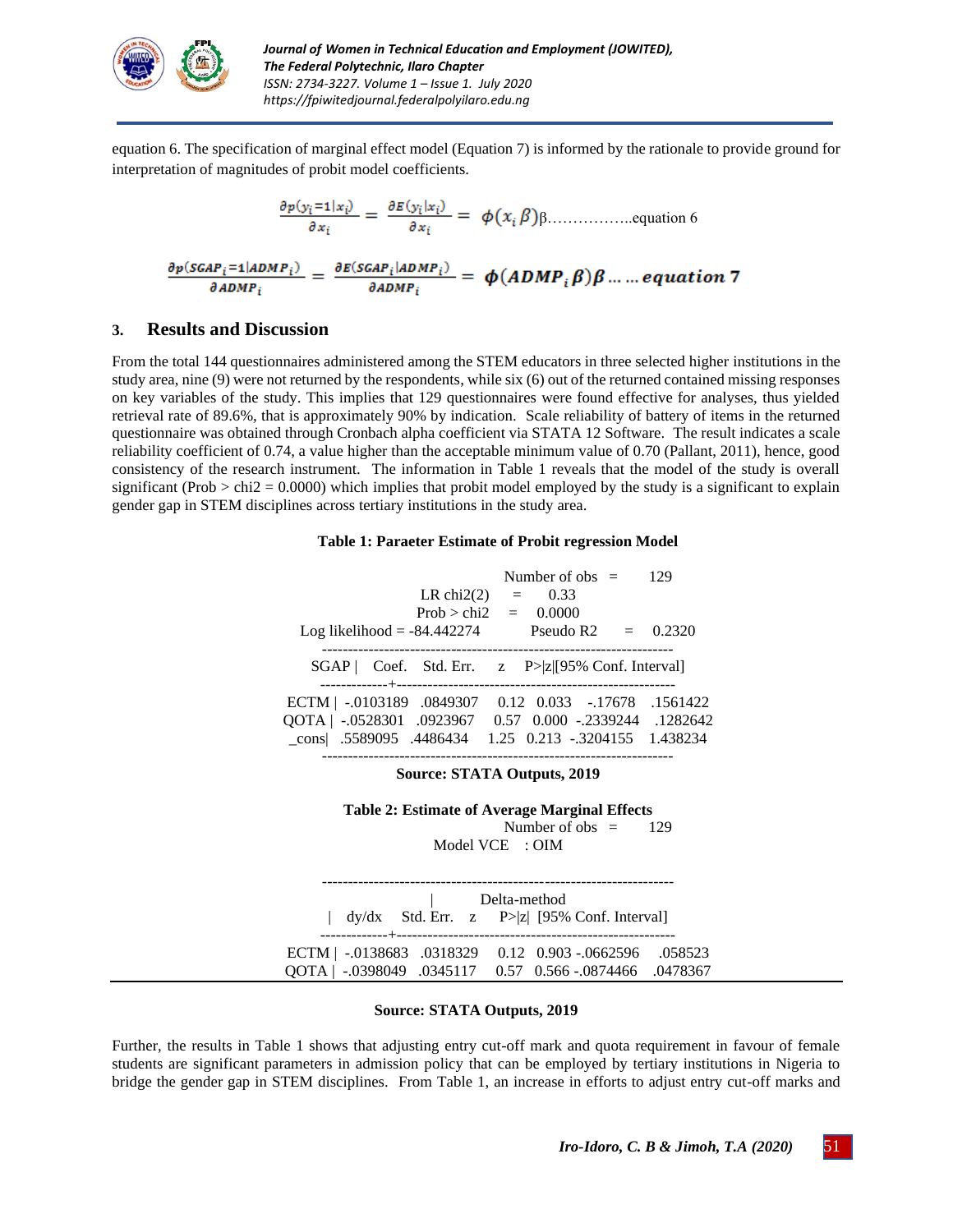equation 6. The specification of marginal effect model (Equation 7) is informed by the rationale to provide ground for interpretation of magnitudes of probit model coefficients.

$$\frac{\partial p(y_i = 1|x_i)}{\partial x_i} = \frac{\partial E(y_i|x_i)}{\partial x_i} = \phi(x_i\,\beta)\beta \text{……………..equation 6}$$

$$\frac{\partial p(SGAP_i = 1|ADMP_i)}{\partial ADMP_i} = \frac{\partial E(SGAP_i|ADMP_i)}{\partial ADMP_i} = \boldsymbol{\phi(ADMP_i\,\beta)\beta \ldots\ldots equation\ 7}$$

## 3. Results and Discussion

From the total 144 questionnaires administered among the STEM educators in three selected higher institutions in the study area, nine (9) were not returned by the respondents, while six (6) out of the returned contained missing responses on key variables of the study. This implies that 129 questionnaires were found effective for analyses, thus yielded retrieval rate of 89.6%, that is approximately 90% by indication. Scale reliability of battery of items in the returned questionnaire was obtained through Cronbach alpha coefficient via STATA 12 Software. The result indicates a scale reliability coefficient of 0.74, a value higher than the acceptable minimum value of 0.70 (Pallant, 2011), hence, good consistency of the research instrument. The information in Table 1 reveals that the model of the study is overall significant (Prob > chi2 = 0.0000) which implies that probit model employed by the study is a significant to explain gender gap in STEM disciplines across tertiary institutions in the study area.

**Table 1: Paraeter Estimate of Probit regression Model**

Number of obs = 129
LR chi2(2) = 0.33
Prob > chi2 = 0.0000
Log likelihood = -84.442274   Pseudo R2 = 0.2320

| SGAP | Coef. | Std. Err. | z | P>\|z\| | [95% Conf. Interval] | |
|---|---|---|---|---|---|---|
| ECTM | -.0103189 | .0849307 | 0.12 | 0.033 | -.17678 | .1561422 |
| QOTA | -.0528301 | .0923967 | 0.57 | 0.000 | -.2339244 | .1282642 |
| _cons | .5589095 | .4486434 | 1.25 | 0.213 | -.3204155 | 1.438234 |

**Source: STATA Outputs, 2019**

**Table 2: Estimate of Average Marginal Effects**

Number of obs = 129
Model VCE : OIM

| | dy/dx | Delta-method Std. Err. | z | P>\|z\| | [95% Conf. Interval] | |
|---|---|---|---|---|---|---|
| ECTM | -.0138683 | .0318329 | 0.12 | 0.903 | -.0662596 | .058523 |
| QOTA | -.0398049 | .0345117 | 0.57 | 0.566 | -.0874466 | .0478367 |

**Source: STATA Outputs, 2019**

Further, the results in Table 1 shows that adjusting entry cut-off mark and quota requirement in favour of female students are significant parameters in admission policy that can be employed by tertiary institutions in Nigeria to bridge the gender gap in STEM disciplines. From Table 1, an increase in efforts to adjust entry cut-off marks and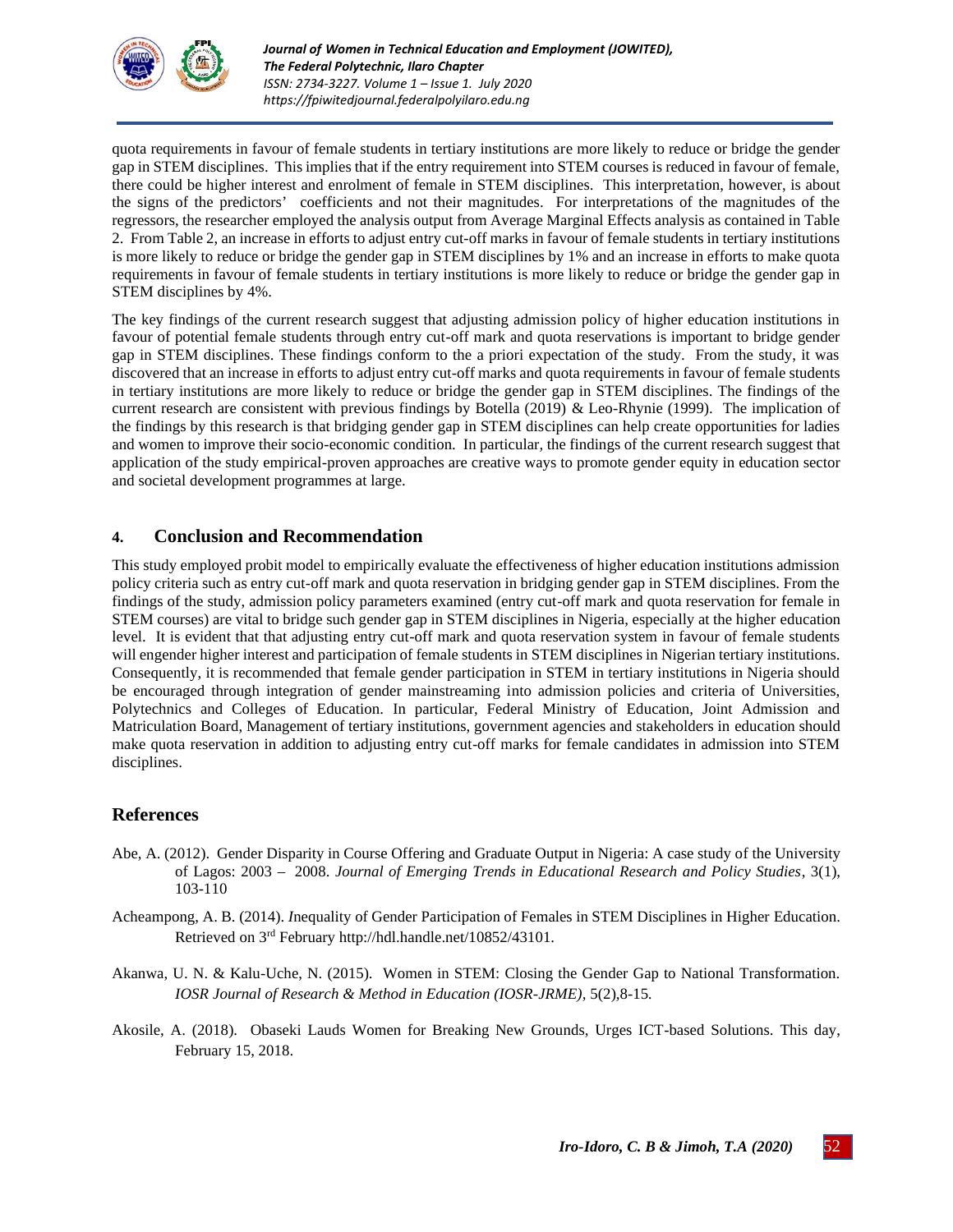quota requirements in favour of female students in tertiary institutions are more likely to reduce or bridge the gender gap in STEM disciplines. This implies that if the entry requirement into STEM courses is reduced in favour of female, there could be higher interest and enrolment of female in STEM disciplines. This interpretation, however, is about the signs of the predictors' coefficients and not their magnitudes. For interpretations of the magnitudes of the regressors, the researcher employed the analysis output from Average Marginal Effects analysis as contained in Table 2. From Table 2, an increase in efforts to adjust entry cut-off marks in favour of female students in tertiary institutions is more likely to reduce or bridge the gender gap in STEM disciplines by 1% and an increase in efforts to make quota requirements in favour of female students in tertiary institutions is more likely to reduce or bridge the gender gap in STEM disciplines by 4%.

The key findings of the current research suggest that adjusting admission policy of higher education institutions in favour of potential female students through entry cut-off mark and quota reservations is important to bridge gender gap in STEM disciplines. These findings conform to the a priori expectation of the study. From the study, it was discovered that an increase in efforts to adjust entry cut-off marks and quota requirements in favour of female students in tertiary institutions are more likely to reduce or bridge the gender gap in STEM disciplines. The findings of the current research are consistent with previous findings by Botella (2019) & Leo-Rhynie (1999). The implication of the findings by this research is that bridging gender gap in STEM disciplines can help create opportunities for ladies and women to improve their socio-economic condition. In particular, the findings of the current research suggest that application of the study empirical-proven approaches are creative ways to promote gender equity in education sector and societal development programmes at large.

## 4. Conclusion and Recommendation

This study employed probit model to empirically evaluate the effectiveness of higher education institutions admission policy criteria such as entry cut-off mark and quota reservation in bridging gender gap in STEM disciplines. From the findings of the study, admission policy parameters examined (entry cut-off mark and quota reservation for female in STEM courses) are vital to bridge such gender gap in STEM disciplines in Nigeria, especially at the higher education level. It is evident that that adjusting entry cut-off mark and quota reservation system in favour of female students will engender higher interest and participation of female students in STEM disciplines in Nigerian tertiary institutions. Consequently, it is recommended that female gender participation in STEM in tertiary institutions in Nigeria should be encouraged through integration of gender mainstreaming into admission policies and criteria of Universities, Polytechnics and Colleges of Education. In particular, Federal Ministry of Education, Joint Admission and Matriculation Board, Management of tertiary institutions, government agencies and stakeholders in education should make quota reservation in addition to adjusting entry cut-off marks for female candidates in admission into STEM disciplines.

## References

Abe, A. (2012). Gender Disparity in Course Offering and Graduate Output in Nigeria: A case study of the University of Lagos: 2003 – 2008. *Journal of Emerging Trends in Educational Research and Policy Studies*, 3(1), 103-110

Acheampong, A. B. (2014). *I*nequality of Gender Participation of Females in STEM Disciplines in Higher Education. Retrieved on 3rd February http://hdl.handle.net/10852/43101.

Akanwa, U. N. & Kalu-Uche, N. (2015). Women in STEM: Closing the Gender Gap to National Transformation. *IOSR Journal of Research & Method in Education (IOSR-JRME)*, 5(2),8-15.

Akosile, A. (2018). Obaseki Lauds Women for Breaking New Grounds, Urges ICT-based Solutions. This day, February 15, 2018.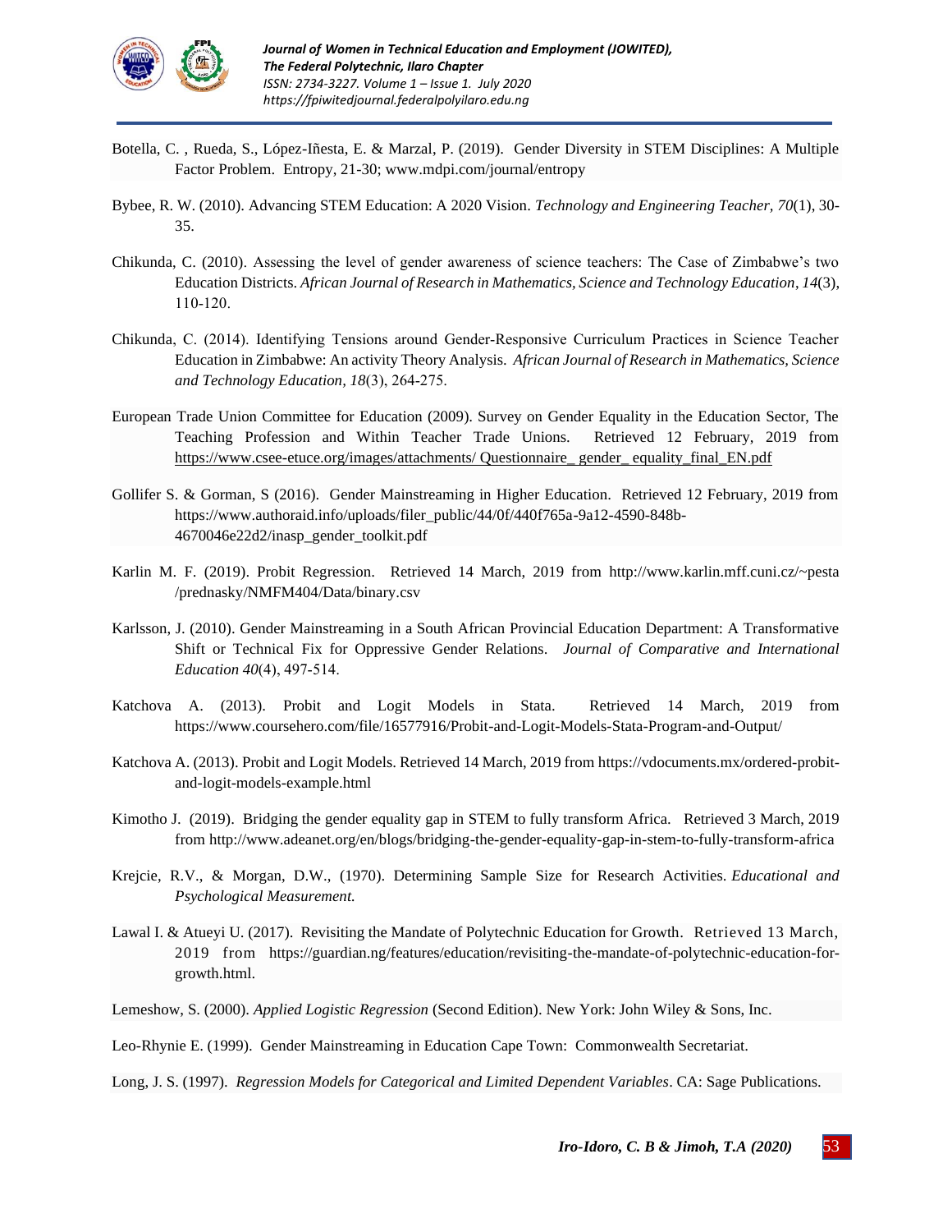Botella, C. , Rueda, S., López-Iñesta, E. & Marzal, P. (2019). Gender Diversity in STEM Disciplines: A Multiple Factor Problem. Entropy, 21-30; www.mdpi.com/journal/entropy

Bybee, R. W. (2010). Advancing STEM Education: A 2020 Vision. *Technology and Engineering Teacher, 70*(1), 30-35.

Chikunda, C. (2010). Assessing the level of gender awareness of science teachers: The Case of Zimbabwe's two Education Districts. *African Journal of Research in Mathematics, Science and Technology Education*, *14*(3), 110-120.

Chikunda, C. (2014). Identifying Tensions around Gender-Responsive Curriculum Practices in Science Teacher Education in Zimbabwe: An activity Theory Analysis. *African Journal of Research in Mathematics, Science and Technology Education, 18*(3), 264-275.

European Trade Union Committee for Education (2009). Survey on Gender Equality in the Education Sector, The Teaching Profession and Within Teacher Trade Unions. Retrieved 12 February, 2019 from https://www.csee-etuce.org/images/attachments/ Questionnaire_ gender_ equality_final_EN.pdf

Gollifer S. & Gorman, S (2016). Gender Mainstreaming in Higher Education. Retrieved 12 February, 2019 from https://www.authoraid.info/uploads/filer_public/44/0f/440f765a-9a12-4590-848b-4670046e22d2/inasp_gender_toolkit.pdf

Karlin M. F. (2019). Probit Regression. Retrieved 14 March, 2019 from http://www.karlin.mff.cuni.cz/~pesta /prednasky/NMFM404/Data/binary.csv

Karlsson, J. (2010). Gender Mainstreaming in a South African Provincial Education Department: A Transformative Shift or Technical Fix for Oppressive Gender Relations. *Journal of Comparative and International Education 40*(4), 497-514.

Katchova A. (2013). Probit and Logit Models in Stata. Retrieved 14 March, 2019 from https://www.coursehero.com/file/16577916/Probit-and-Logit-Models-Stata-Program-and-Output/

Katchova A. (2013). Probit and Logit Models. Retrieved 14 March, 2019 from https://vdocuments.mx/ordered-probit-and-logit-models-example.html

Kimotho J. (2019). Bridging the gender equality gap in STEM to fully transform Africa. Retrieved 3 March, 2019 from http://www.adeanet.org/en/blogs/bridging-the-gender-equality-gap-in-stem-to-fully-transform-africa

Krejcie, R.V., & Morgan, D.W., (1970). Determining Sample Size for Research Activities. *Educational and Psychological Measurement.*

Lawal I. & Atueyi U. (2017). Revisiting the Mandate of Polytechnic Education for Growth. Retrieved 13 March, 2019 from https://guardian.ng/features/education/revisiting-the-mandate-of-polytechnic-education-for-growth.html.

Lemeshow, S. (2000). *Applied Logistic Regression* (Second Edition). New York: John Wiley & Sons, Inc.

Leo-Rhynie E. (1999). Gender Mainstreaming in Education Cape Town: Commonwealth Secretariat.

Long, J. S. (1997). *Regression Models for Categorical and Limited Dependent Variables*. CA: Sage Publications.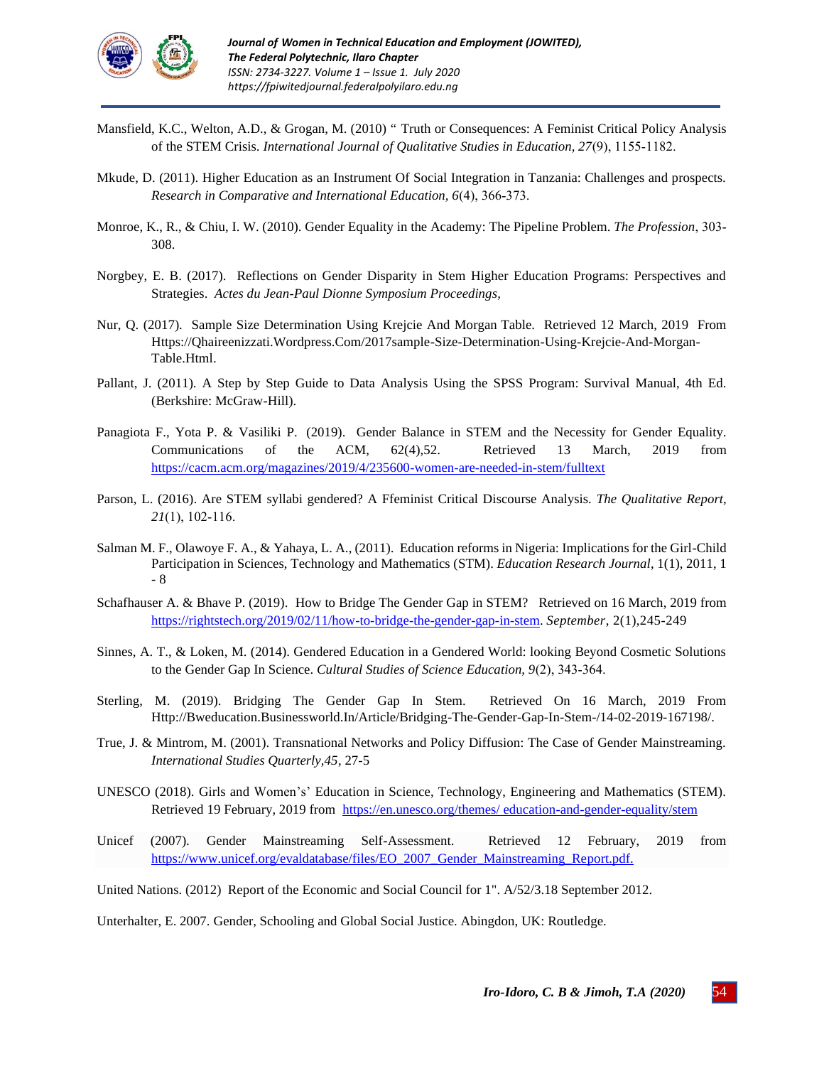Mansfield, K.C., Welton, A.D., & Grogan, M. (2010) " Truth or Consequences: A Feminist Critical Policy Analysis of the STEM Crisis. *International Journal of Qualitative Studies in Education, 27*(9), 1155-1182.

Mkude, D. (2011). Higher Education as an Instrument Of Social Integration in Tanzania: Challenges and prospects. *Research in Comparative and International Education, 6*(4), 366-373.

Monroe, K., R., & Chiu, I. W. (2010). Gender Equality in the Academy: The Pipeline Problem. *The Profession*, 303-308.

Norgbey, E. B. (2017). Reflections on Gender Disparity in Stem Higher Education Programs: Perspectives and Strategies. *Actes du Jean-Paul Dionne Symposium Proceedings,*

Nur, Q. (2017). Sample Size Determination Using Krejcie And Morgan Table. Retrieved 12 March, 2019 From Https://Qhaireenizzati.Wordpress.Com/2017sample-Size-Determination-Using-Krejcie-And-Morgan-Table.Html.

Pallant, J. (2011). A Step by Step Guide to Data Analysis Using the SPSS Program: Survival Manual, 4th Ed. (Berkshire: McGraw-Hill).

Panagiota F., Yota P. & Vasiliki P. (2019). Gender Balance in STEM and the Necessity for Gender Equality. Communications of the ACM, 62(4),52. Retrieved 13 March, 2019 from https://cacm.acm.org/magazines/2019/4/235600-women-are-needed-in-stem/fulltext

Parson, L. (2016). Are STEM syllabi gendered? A Ffeminist Critical Discourse Analysis. *The Qualitative Report, 21*(1), 102-116.

Salman M. F., Olawoye F. A., & Yahaya, L. A., (2011). Education reforms in Nigeria: Implications for the Girl-Child Participation in Sciences, Technology and Mathematics (STM). *Education Research Journal*, 1(1), 2011, 1 - 8

Schafhauser A. & Bhave P. (2019). How to Bridge The Gender Gap in STEM? Retrieved on 16 March, 2019 from https://rightstech.org/2019/02/11/how-to-bridge-the-gender-gap-in-stem. *September*, 2(1),245-249

Sinnes, A. T., & Loken, M. (2014). Gendered Education in a Gendered World: looking Beyond Cosmetic Solutions to the Gender Gap In Science. *Cultural Studies of Science Education, 9*(2), 343-364.

Sterling, M. (2019). Bridging The Gender Gap In Stem. Retrieved On 16 March, 2019 From Http://Bweducation.Businessworld.In/Article/Bridging-The-Gender-Gap-In-Stem-/14-02-2019-167198/.

True, J. & Mintrom, M. (2001). Transnational Networks and Policy Diffusion: The Case of Gender Mainstreaming. *International Studies Quarterly,45*, 27-5

UNESCO (2018). Girls and Women's' Education in Science, Technology, Engineering and Mathematics (STEM). Retrieved 19 February, 2019 from https://en.unesco.org/themes/ education-and-gender-equality/stem

Unicef (2007). Gender Mainstreaming Self-Assessment. Retrieved 12 February, 2019 from https://www.unicef.org/evaldatabase/files/EO_2007_Gender_Mainstreaming_Report.pdf.

United Nations. (2012) Report of the Economic and Social Council for 1". A/52/3.18 September 2012.

Unterhalter, E. 2007. Gender, Schooling and Global Social Justice. Abingdon, UK: Routledge.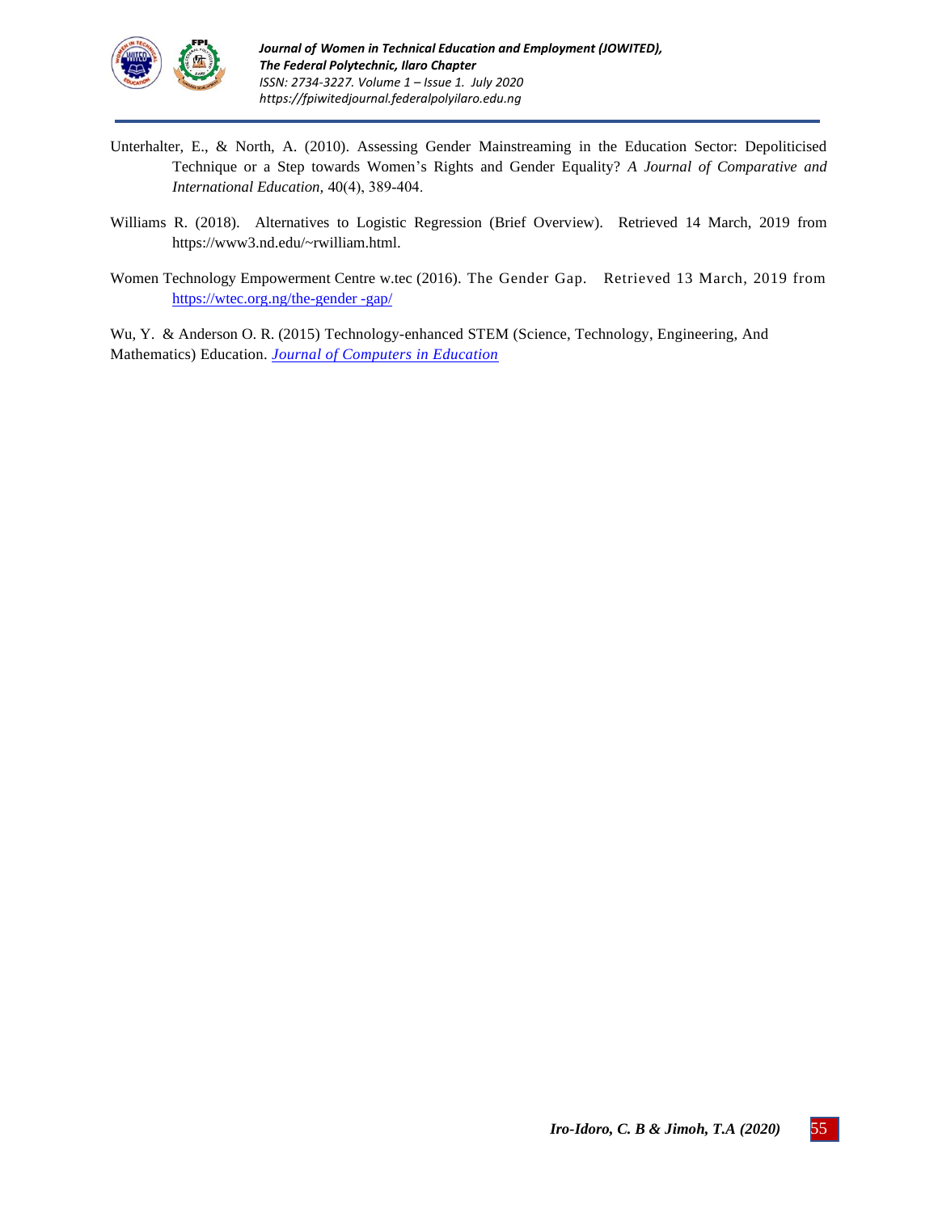Unterhalter, E., & North, A. (2010). Assessing Gender Mainstreaming in the Education Sector: Depoliticised Technique or a Step towards Women's Rights and Gender Equality? *A Journal of Comparative and International Education,* 40(4), 389-404.

Williams R. (2018). Alternatives to Logistic Regression (Brief Overview). Retrieved 14 March, 2019 from https://www3.nd.edu/~rwilliam.html.

Women Technology Empowerment Centre w.tec (2016). The Gender Gap. Retrieved 13 March, 2019 from https://wtec.org.ng/the-gender -gap/

Wu, Y. & Anderson O. R. (2015) Technology-enhanced STEM (Science, Technology, Engineering, And Mathematics) Education. *Journal of Computers in Education*